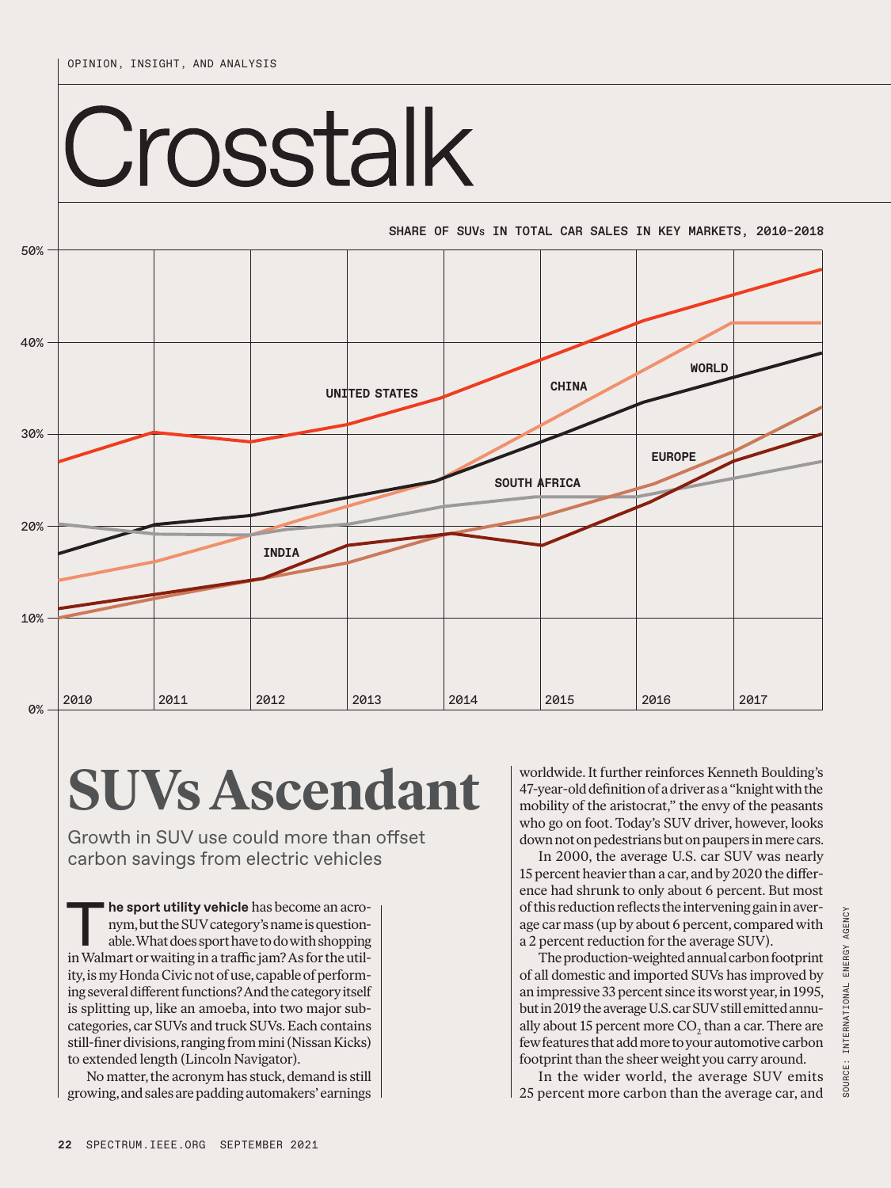OPINION, INSIGHT, AND ANALYSIS

# Crosstalk

SHARE OF SUVs IN TOTAL CAR SALES IN KEY MARKETS, 2010-2018

SOURCE: INTERNATIONAL ENERGY AGENCY

# SUVs Ascendant

Growth in SUV use could more than offset carbon savings from electric vehicles

**The sport utility vehicle** has become an acronym, but the SUV category's name is questionable. What does sport have to do with shopping in Walmart or waiting in a traffic jam? As for the utility, is my Honda Civic not of use, capable of performing several different functions? And the category itself is splitting up, like an amoeba, into two major subcategories, car SUVs and truck SUVs. Each contains still-finer divisions, ranging from mini (Nissan Kicks) to extended length (Lincoln Navigator).

No matter, the acronym has stuck, demand is still growing, and sales are padding automakers' earnings worldwide. It further reinforces Kenneth Boulding's 47-year-old definition of a driver as a "knight with the mobility of the aristocrat," the envy of the peasants who go on foot. Today's SUV driver, however, looks down not on pedestrians but on paupers in mere cars.

In 2000, the average U.S. car SUV was nearly 15 percent heavier than a car, and by 2020 the difference had shrunk to only about 6 percent. But most of this reduction reflects the intervening gain in average car mass (up by about 6 percent, compared with a 2 percent reduction for the average SUV).

The production-weighted annual carbon footprint of all domestic and imported SUVs has improved by an impressive 33 percent since its worst year, in 1995, but in 2019 the average U.S. car SUV still emitted annually about 15 percent more $CO_2$ than a car. There are few features that add more to your automotive carbon footprint than the sheer weight you carry around.

In the wider world, the average SUV emits 25 percent more carbon than the average car, and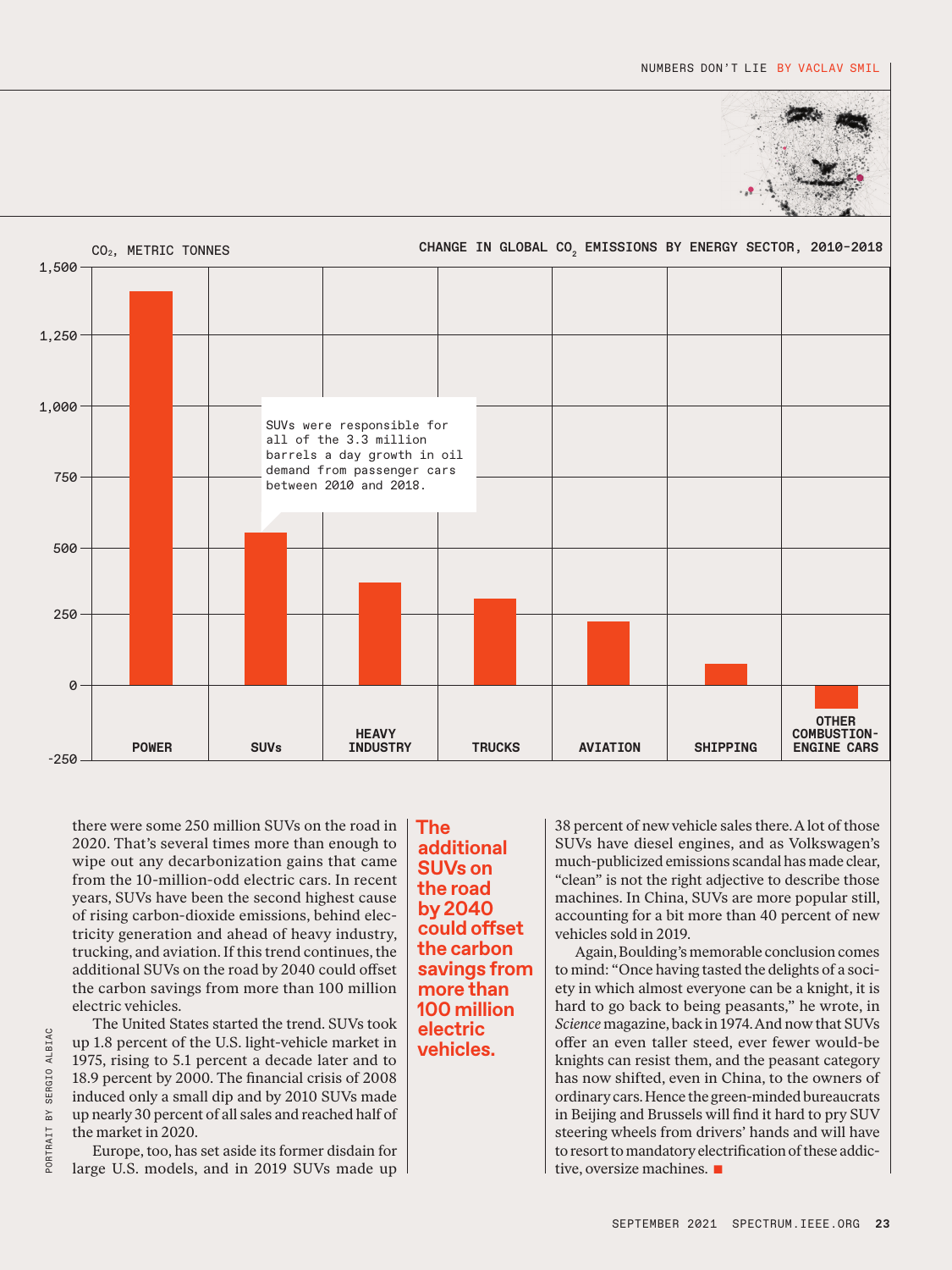CHANGE IN GLOBAL $CO_2$ EMISSIONS BY ENERGY SECTOR, 2010-2018

$CO_2$, METRIC TONNES

1,500
1,250
1,000
750
500
250
0
-250

POWER
SUVs
HEAVY INDUSTRY
TRUCKS
AVIATION
SHIPPING
OTHER COMBUSTION-ENGINE CARS

SUVs were responsible for all of the 3.3 million barrels a day growth in oil demand from passenger cars between 2010 and 2018.

there were some 250 million SUVs on the road in 2020. That's several times more than enough to wipe out any decarbonization gains that came from the 10-million-odd electric cars. In recent years, SUVs have been the second highest cause of rising carbon-dioxide emissions, behind electricity generation and ahead of heavy industry, trucking, and aviation. If this trend continues, the additional SUVs on the road by 2040 could offset the carbon savings from more than 100 million electric vehicles.

The United States started the trend. SUVs took up 1.8 percent of the U.S. light-vehicle market in 1975, rising to 5.1 percent a decade later and to 18.9 percent by 2000. The financial crisis of 2008 induced only a small dip and by 2010 SUVs made up nearly 30 percent of all sales and reached half of the market in 2020.

Europe, too, has set aside its former disdain for large U.S. models, and in 2019 SUVs made up 38 percent of new vehicle sales there. A lot of those SUVs have diesel engines, and as Volkswagen's much-publicized emissions scandal has made clear, "clean" is not the right adjective to describe those machines. In China, SUVs are more popular still, accounting for a bit more than 40 percent of new vehicles sold in 2019.

**The additional SUVs on the road by 2040 could offset the carbon savings from more than 100 million electric vehicles.**

Again, Boulding's memorable conclusion comes to mind: "Once having tasted the delights of a society in which almost everyone can be a knight, it is hard to go back to being peasants," he wrote, in *Science* magazine, back in 1974. And now that SUVs offer an even taller steed, ever fewer would-be knights can resist them, and the peasant category has now shifted, even in China, to the owners of ordinary cars. Hence the green-minded bureaucrats in Beijing and Brussels will find it hard to pry SUV steering wheels from drivers' hands and will have to resort to mandatory electrification of these addictive, oversize machines. ■

PORTRAIT BY SERGIO ALBIAC